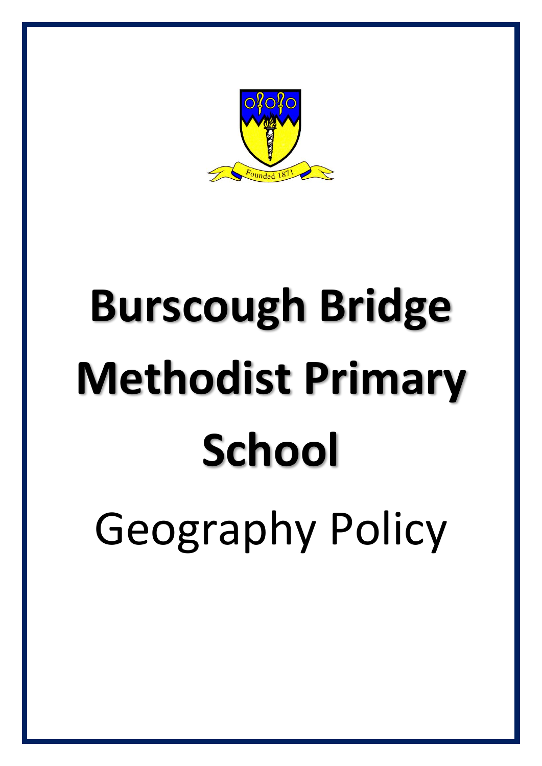# Burscough Bridge Methodist Primary School

Geography Policy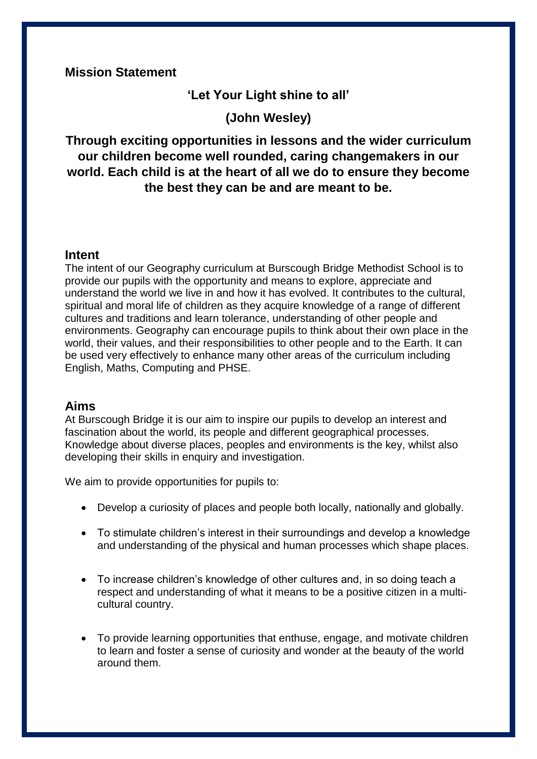## Mission Statement

**'Let Your Light shine to all'**

**(John Wesley)**

**Through exciting opportunities in lessons and the wider curriculum our children become well rounded, caring changemakers in our world. Each child is at the heart of all we do to ensure they become the best they can be and are meant to be.**

## Intent

The intent of our Geography curriculum at Burscough Bridge Methodist School is to provide our pupils with the opportunity and means to explore, appreciate and understand the world we live in and how it has evolved. It contributes to the cultural, spiritual and moral life of children as they acquire knowledge of a range of different cultures and traditions and learn tolerance, understanding of other people and environments. Geography can encourage pupils to think about their own place in the world, their values, and their responsibilities to other people and to the Earth. It can be used very effectively to enhance many other areas of the curriculum including English, Maths, Computing and PHSE.

## Aims

At Burscough Bridge it is our aim to inspire our pupils to develop an interest and fascination about the world, its people and different geographical processes. Knowledge about diverse places, peoples and environments is the key, whilst also developing their skills in enquiry and investigation.

We aim to provide opportunities for pupils to:

- Develop a curiosity of places and people both locally, nationally and globally.
- To stimulate children's interest in their surroundings and develop a knowledge and understanding of the physical and human processes which shape places.
- To increase children's knowledge of other cultures and, in so doing teach a respect and understanding of what it means to be a positive citizen in a multi-cultural country.
- To provide learning opportunities that enthuse, engage, and motivate children to learn and foster a sense of curiosity and wonder at the beauty of the world around them.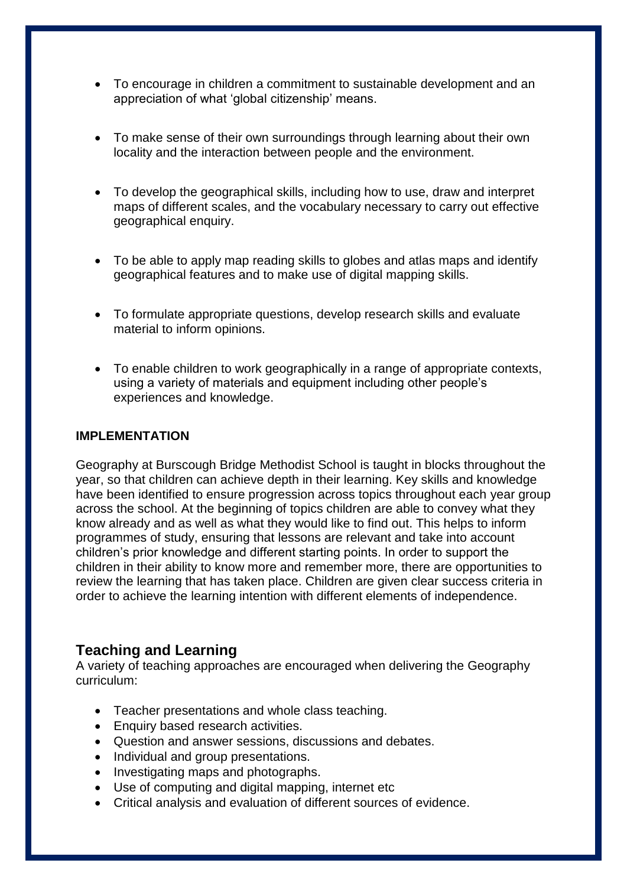- To encourage in children a commitment to sustainable development and an appreciation of what 'global citizenship' means.

- To make sense of their own surroundings through learning about their own locality and the interaction between people and the environment.

- To develop the geographical skills, including how to use, draw and interpret maps of different scales, and the vocabulary necessary to carry out effective geographical enquiry.

- To be able to apply map reading skills to globes and atlas maps and identify geographical features and to make use of digital mapping skills.

- To formulate appropriate questions, develop research skills and evaluate material to inform opinions.

- To enable children to work geographically in a range of appropriate contexts, using a variety of materials and equipment including other people's experiences and knowledge.

**IMPLEMENTATION**

Geography at Burscough Bridge Methodist School is taught in blocks throughout the year, so that children can achieve depth in their learning. Key skills and knowledge have been identified to ensure progression across topics throughout each year group across the school. At the beginning of topics children are able to convey what they know already and as well as what they would like to find out. This helps to inform programmes of study, ensuring that lessons are relevant and take into account children's prior knowledge and different starting points. In order to support the children in their ability to know more and remember more, there are opportunities to review the learning that has taken place. Children are given clear success criteria in order to achieve the learning intention with different elements of independence.

## Teaching and Learning

A variety of teaching approaches are encouraged when delivering the Geography curriculum:

- Teacher presentations and whole class teaching.
- Enquiry based research activities.
- Question and answer sessions, discussions and debates.
- Individual and group presentations.
- Investigating maps and photographs.
- Use of computing and digital mapping, internet etc
- Critical analysis and evaluation of different sources of evidence.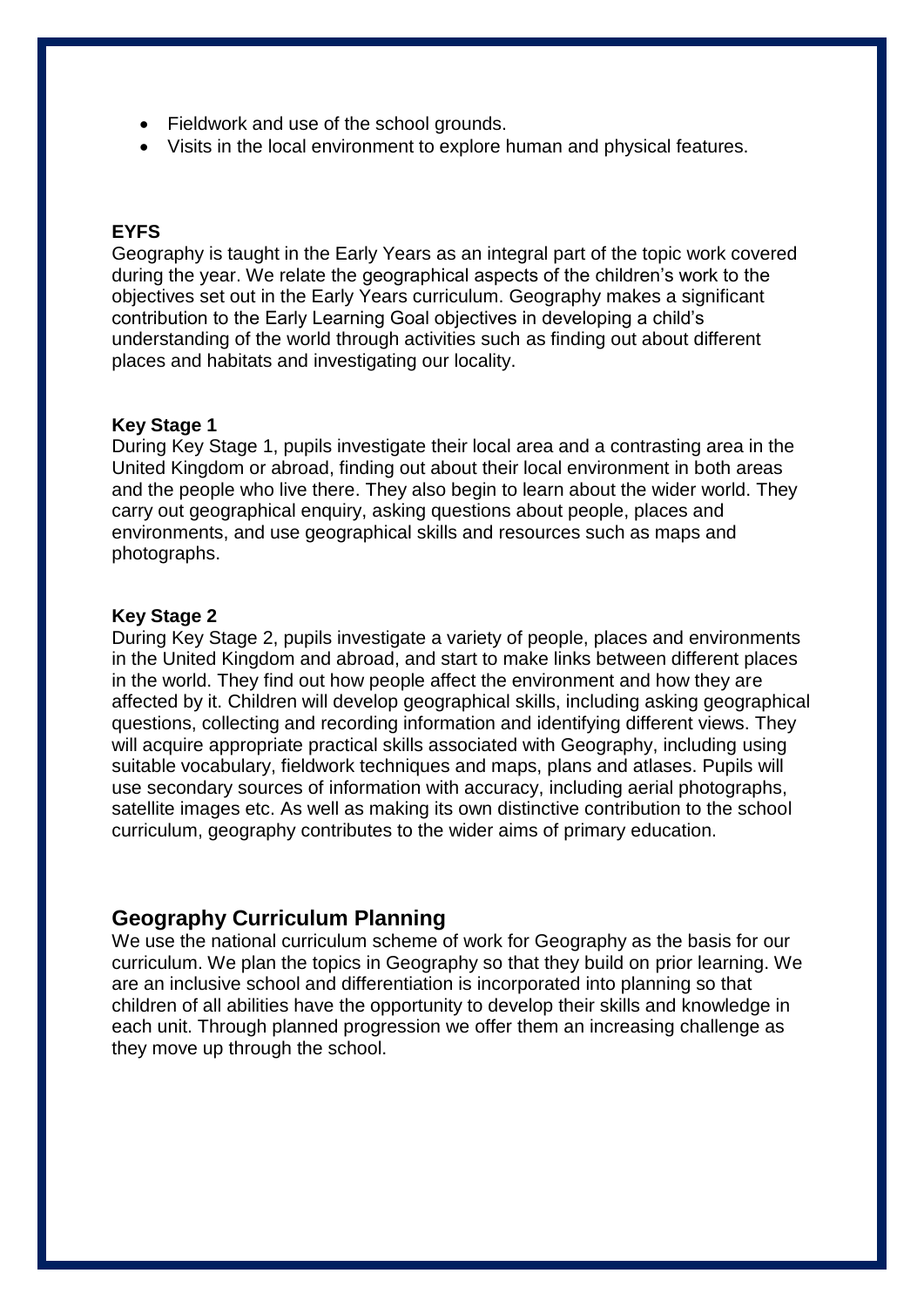- Fieldwork and use of the school grounds.
- Visits in the local environment to explore human and physical features.

**EYFS**

Geography is taught in the Early Years as an integral part of the topic work covered during the year. We relate the geographical aspects of the children's work to the objectives set out in the Early Years curriculum. Geography makes a significant contribution to the Early Learning Goal objectives in developing a child's understanding of the world through activities such as finding out about different places and habitats and investigating our locality.

**Key Stage 1**

During Key Stage 1, pupils investigate their local area and a contrasting area in the United Kingdom or abroad, finding out about their local environment in both areas and the people who live there. They also begin to learn about the wider world. They carry out geographical enquiry, asking questions about people, places and environments, and use geographical skills and resources such as maps and photographs.

**Key Stage 2**

During Key Stage 2, pupils investigate a variety of people, places and environments in the United Kingdom and abroad, and start to make links between different places in the world. They find out how people affect the environment and how they are affected by it. Children will develop geographical skills, including asking geographical questions, collecting and recording information and identifying different views. They will acquire appropriate practical skills associated with Geography, including using suitable vocabulary, fieldwork techniques and maps, plans and atlases. Pupils will use secondary sources of information with accuracy, including aerial photographs, satellite images etc. As well as making its own distinctive contribution to the school curriculum, geography contributes to the wider aims of primary education.

## Geography Curriculum Planning

We use the national curriculum scheme of work for Geography as the basis for our curriculum. We plan the topics in Geography so that they build on prior learning. We are an inclusive school and differentiation is incorporated into planning so that children of all abilities have the opportunity to develop their skills and knowledge in each unit. Through planned progression we offer them an increasing challenge as they move up through the school.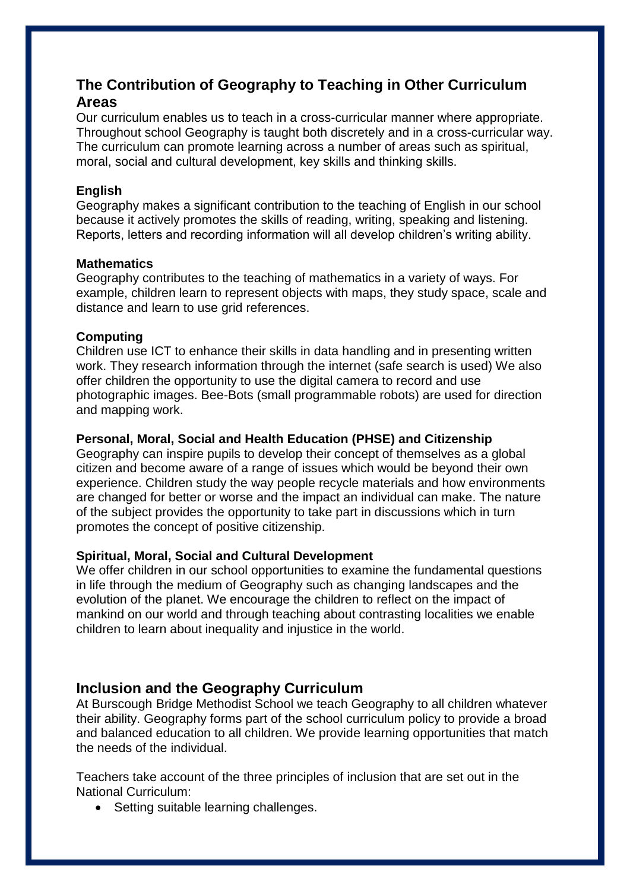## The Contribution of Geography to Teaching in Other Curriculum Areas

Our curriculum enables us to teach in a cross-curricular manner where appropriate. Throughout school Geography is taught both discretely and in a cross-curricular way. The curriculum can promote learning across a number of areas such as spiritual, moral, social and cultural development, key skills and thinking skills.

**English**

Geography makes a significant contribution to the teaching of English in our school because it actively promotes the skills of reading, writing, speaking and listening. Reports, letters and recording information will all develop children's writing ability.

**Mathematics**

Geography contributes to the teaching of mathematics in a variety of ways. For example, children learn to represent objects with maps, they study space, scale and distance and learn to use grid references.

**Computing**

Children use ICT to enhance their skills in data handling and in presenting written work. They research information through the internet (safe search is used) We also offer children the opportunity to use the digital camera to record and use photographic images. Bee-Bots (small programmable robots) are used for direction and mapping work.

**Personal, Moral, Social and Health Education (PHSE) and Citizenship**

Geography can inspire pupils to develop their concept of themselves as a global citizen and become aware of a range of issues which would be beyond their own experience. Children study the way people recycle materials and how environments are changed for better or worse and the impact an individual can make. The nature of the subject provides the opportunity to take part in discussions which in turn promotes the concept of positive citizenship.

**Spiritual, Moral, Social and Cultural Development**

We offer children in our school opportunities to examine the fundamental questions in life through the medium of Geography such as changing landscapes and the evolution of the planet. We encourage the children to reflect on the impact of mankind on our world and through teaching about contrasting localities we enable children to learn about inequality and injustice in the world.

## Inclusion and the Geography Curriculum

At Burscough Bridge Methodist School we teach Geography to all children whatever their ability. Geography forms part of the school curriculum policy to provide a broad and balanced education to all children. We provide learning opportunities that match the needs of the individual.

Teachers take account of the three principles of inclusion that are set out in the National Curriculum:

- Setting suitable learning challenges.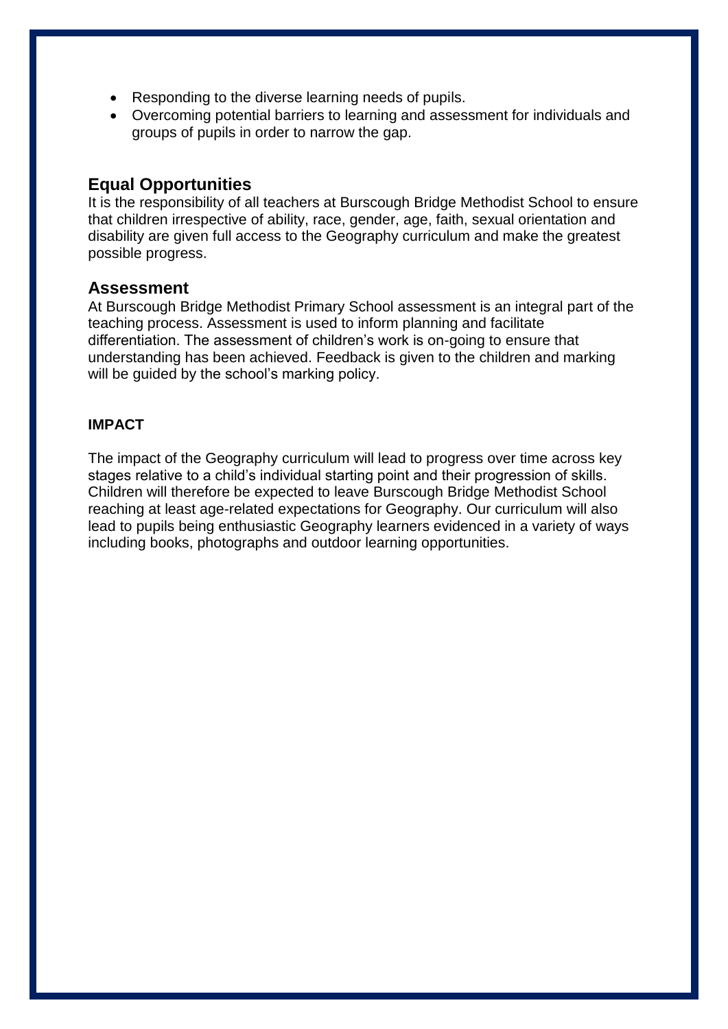- Responding to the diverse learning needs of pupils.
- Overcoming potential barriers to learning and assessment for individuals and groups of pupils in order to narrow the gap.

## Equal Opportunities

It is the responsibility of all teachers at Burscough Bridge Methodist School to ensure that children irrespective of ability, race, gender, age, faith, sexual orientation and disability are given full access to the Geography curriculum and make the greatest possible progress.

## Assessment

At Burscough Bridge Methodist Primary School assessment is an integral part of the teaching process. Assessment is used to inform planning and facilitate differentiation. The assessment of children's work is on-going to ensure that understanding has been achieved. Feedback is given to the children and marking will be guided by the school's marking policy.

**IMPACT**

The impact of the Geography curriculum will lead to progress over time across key stages relative to a child's individual starting point and their progression of skills. Children will therefore be expected to leave Burscough Bridge Methodist School reaching at least age-related expectations for Geography. Our curriculum will also lead to pupils being enthusiastic Geography learners evidenced in a variety of ways including books, photographs and outdoor learning opportunities.